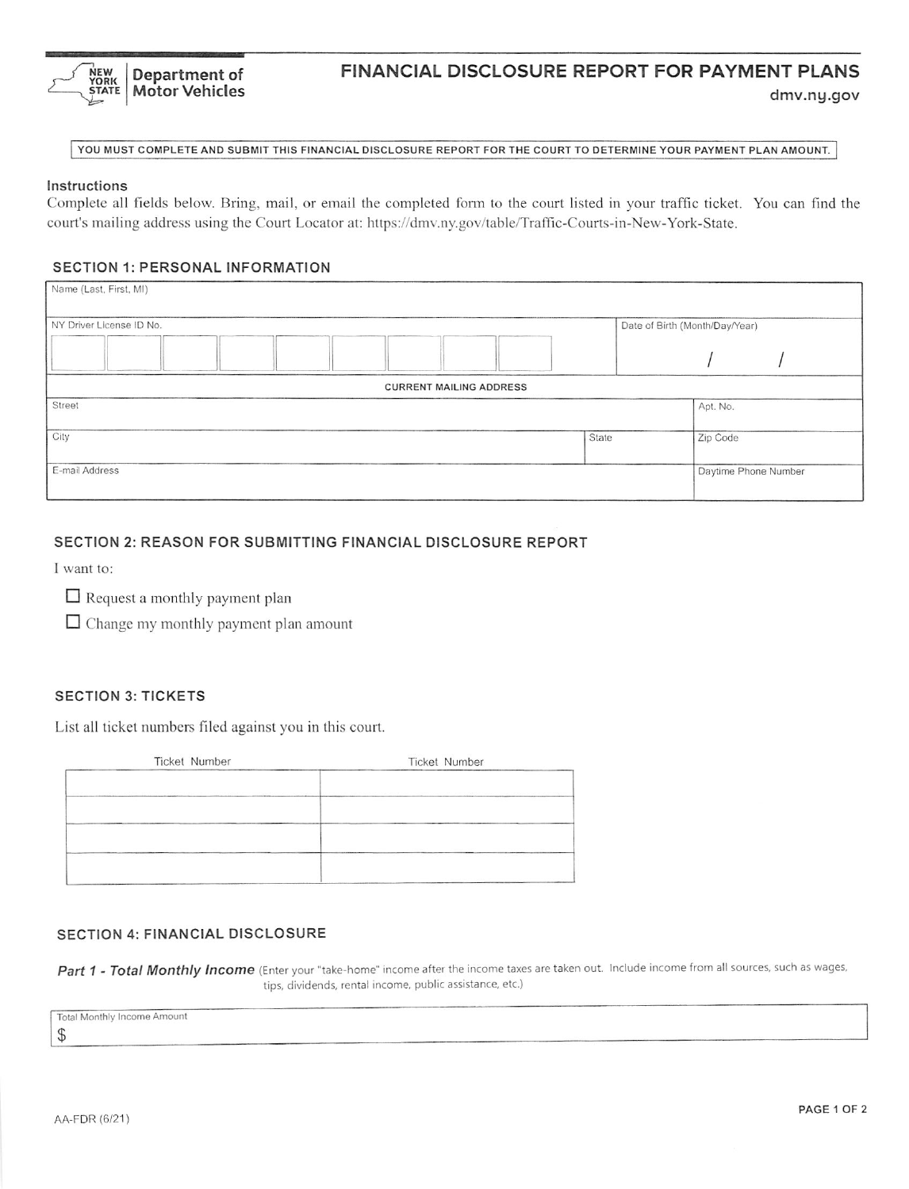**New York State Department of Motor Vehicles**

# FINANCIAL DISCLOSURE REPORT FOR PAYMENT PLANS

dmv.ny.gov

**YOU MUST COMPLETE AND SUBMIT THIS FINANCIAL DISCLOSURE REPORT FOR THE COURT TO DETERMINE YOUR PAYMENT PLAN AMOUNT.**

### Instructions

Complete all fields below. Bring, mail, or email the completed form to the court listed in your traffic ticket. You can find the court's mailing address using the Court Locator at: https://dmv.ny.gov/table/Traffic-Courts-in-New-York-State.

## SECTION 1: PERSONAL INFORMATION

| Name (Last, First, MI) | | |
|---|---|---|
| NY Driver License ID No. | Date of Birth (Month/Day/Year) / / | |
| **CURRENT MAILING ADDRESS** | | |
| Street | | Apt. No. |
| City | State | Zip Code |
| E-mail Address | | Daytime Phone Number |

## SECTION 2: REASON FOR SUBMITTING FINANCIAL DISCLOSURE REPORT

I want to:

- ☐ Request a monthly payment plan
- ☐ Change my monthly payment plan amount

## SECTION 3: TICKETS

List all ticket numbers filed against you in this court.

| Ticket Number | Ticket Number |
|---|---|
| | |
| | |
| | |
| | |

## SECTION 4: FINANCIAL DISCLOSURE

***Part 1 - Total Monthly Income*** (Enter your "take-home" income after the income taxes are taken out. Include income from all sources, such as wages, tips, dividends, rental income, public assistance, etc.)

| Total Monthly Income Amount |
|---|
| $ |

AA-FDR (6/21)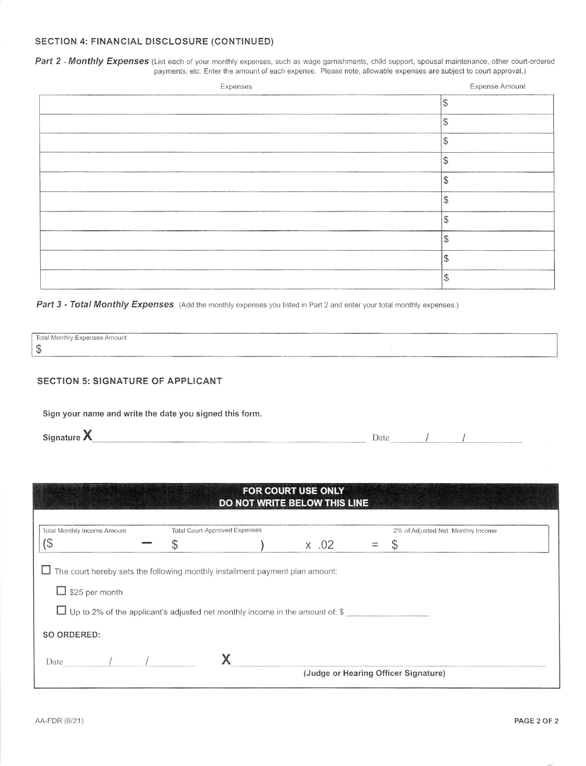### SECTION 4: FINANCIAL DISCLOSURE (CONTINUED)

***Part 2 - Monthly Expenses*** (List each of your monthly expenses, such as wage garnishments, child support, spousal maintenance, other court-ordered payments, etc. Enter the amount of each expense. Please note, allowable expenses are subject to court approval.)

| Expenses | Expense Amount |
|---|---|
| | $ |
| | $ |
| | $ |
| | $ |
| | $ |
| | $ |
| | $ |
| | $ |
| | $ |
| | $ |

***Part 3 - Total Monthly Expenses*** (Add the monthly expenses you listed in Part 2 and enter your total monthly expenses.)

Total Monthly Expenses Amount
$

### SECTION 5: SIGNATURE OF APPLICANT

Sign your name and write the date you signed this form.

Signature **X** ______________________________ Date ____/____/____

**FOR COURT USE ONLY**
**DO NOT WRITE BELOW THIS LINE**

| Total Monthly Income Amount | | Total Court-Approved Expenses | | | | 2% of Adjusted Net Monthly Income |
|---|---|---|---|---|---|---|
| ($ | — | $ | ) | x .02 | = | $ |

☐ The court hereby sets the following monthly installment payment plan amount:

☐ $25 per month

☐ Up to 2% of the applicant's adjusted net monthly income in the amount of: $ __________

SO ORDERED:

Date ____/____/____ **X** ______________________________

**(Judge or Hearing Officer Signature)**

AA-FDR (6/21)